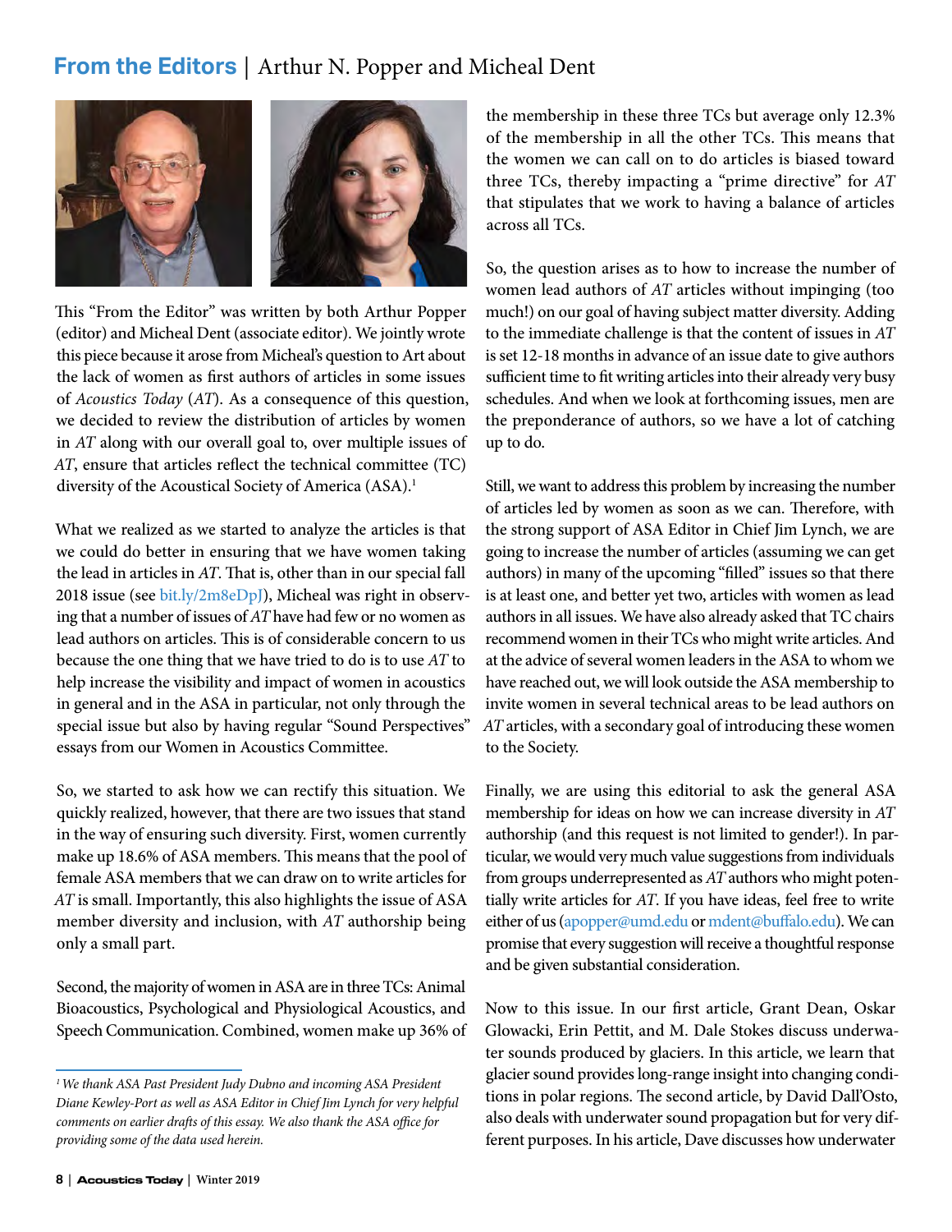# From the Editors | Arthur N. Popper and Micheal Dent

This "From the Editor" was written by both Arthur Popper (editor) and Micheal Dent (associate editor). We jointly wrote this piece because it arose from Micheal's question to Art about the lack of women as first authors of articles in some issues of *Acoustics Today* (*AT*). As a consequence of this question, we decided to review the distribution of articles by women in *AT* along with our overall goal to, over multiple issues of *AT*, ensure that articles reflect the technical committee (TC) diversity of the Acoustical Society of America (ASA).[1]

What we realized as we started to analyze the articles is that we could do better in ensuring that we have women taking the lead in articles in *AT*. That is, other than in our special fall 2018 issue (see bit.ly/2m8eDpJ), Micheal was right in observing that a number of issues of *AT* have had few or no women as lead authors on articles. This is of considerable concern to us because the one thing that we have tried to do is to use *AT* to help increase the visibility and impact of women in acoustics in general and in the ASA in particular, not only through the special issue but also by having regular "Sound Perspectives" essays from our Women in Acoustics Committee.

So, we started to ask how we can rectify this situation. We quickly realized, however, that there are two issues that stand in the way of ensuring such diversity. First, women currently make up 18.6% of ASA members. This means that the pool of female ASA members that we can draw on to write articles for *AT* is small. Importantly, this also highlights the issue of ASA member diversity and inclusion, with *AT* authorship being only a small part.

Second, the majority of women in ASA are in three TCs: Animal Bioacoustics, Psychological and Physiological Acoustics, and Speech Communication. Combined, women make up 36% of the membership in these three TCs but average only 12.3% of the membership in all the other TCs. This means that the women we can call on to do articles is biased toward three TCs, thereby impacting a "prime directive" for *AT* that stipulates that we work to having a balance of articles across all TCs.

So, the question arises as to how to increase the number of women lead authors of *AT* articles without impinging (too much!) on our goal of having subject matter diversity. Adding to the immediate challenge is that the content of issues in *AT* is set 12-18 months in advance of an issue date to give authors sufficient time to fit writing articles into their already very busy schedules. And when we look at forthcoming issues, men are the preponderance of authors, so we have a lot of catching up to do.

Still, we want to address this problem by increasing the number of articles led by women as soon as we can. Therefore, with the strong support of ASA Editor in Chief Jim Lynch, we are going to increase the number of articles (assuming we can get authors) in many of the upcoming "filled" issues so that there is at least one, and better yet two, articles with women as lead authors in all issues. We have also already asked that TC chairs recommend women in their TCs who might write articles. And at the advice of several women leaders in the ASA to whom we have reached out, we will look outside the ASA membership to invite women in several technical areas to be lead authors on *AT* articles, with a secondary goal of introducing these women to the Society.

Finally, we are using this editorial to ask the general ASA membership for ideas on how we can increase diversity in *AT* authorship (and this request is not limited to gender!). In particular, we would very much value suggestions from individuals from groups underrepresented as *AT* authors who might potentially write articles for *AT*. If you have ideas, feel free to write either of us (apopper@umd.edu or mdent@buffalo.edu). We can promise that every suggestion will receive a thoughtful response and be given substantial consideration.

Now to this issue. In our first article, Grant Dean, Oskar Glowacki, Erin Pettit, and M. Dale Stokes discuss underwater sounds produced by glaciers. In this article, we learn that glacier sound provides long-range insight into changing conditions in polar regions. The second article, by David Dall'Osto, also deals with underwater sound propagation but for very different purposes. In his article, Dave discusses how underwater

*[1] We thank ASA Past President Judy Dubno and incoming ASA President Diane Kewley-Port as well as ASA Editor in Chief Jim Lynch for very helpful comments on earlier drafts of this essay. We also thank the ASA office for providing some of the data used herein.*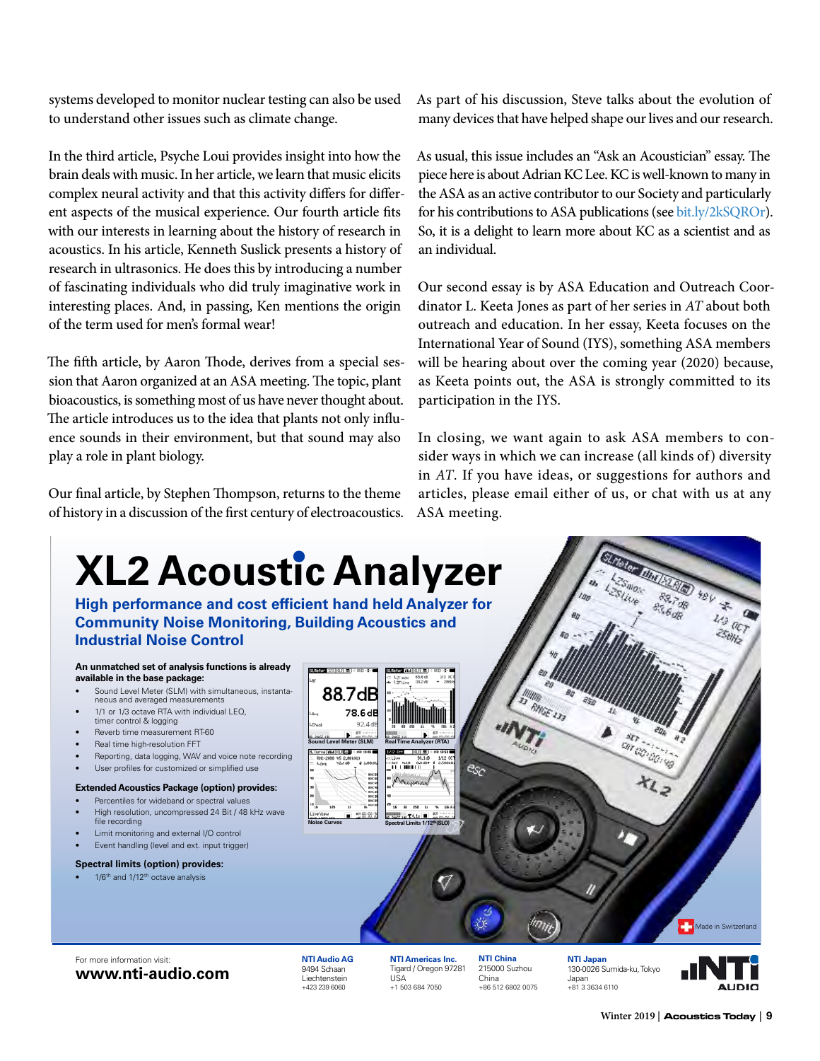systems developed to monitor nuclear testing can also be used to understand other issues such as climate change.

In the third article, Psyche Loui provides insight into how the brain deals with music. In her article, we learn that music elicits complex neural activity and that this activity differs for different aspects of the musical experience. Our fourth article fits with our interests in learning about the history of research in acoustics. In his article, Kenneth Suslick presents a history of research in ultrasonics. He does this by introducing a number of fascinating individuals who did truly imaginative work in interesting places. And, in passing, Ken mentions the origin of the term used for men's formal wear!

The fifth article, by Aaron Thode, derives from a special session that Aaron organized at an ASA meeting. The topic, plant bioacoustics, is something most of us have never thought about. The article introduces us to the idea that plants not only influence sounds in their environment, but that sound may also play a role in plant biology.

Our final article, by Stephen Thompson, returns to the theme of history in a discussion of the first century of electroacoustics. As part of his discussion, Steve talks about the evolution of many devices that have helped shape our lives and our research.

As usual, this issue includes an "Ask an Acoustician" essay. The piece here is about Adrian KC Lee. KC is well-known to many in the ASA as an active contributor to our Society and particularly for his contributions to ASA publications (see bit.ly/2kSQROr). So, it is a delight to learn more about KC as a scientist and as an individual.

Our second essay is by ASA Education and Outreach Coordinator L. Keeta Jones as part of her series in *AT* about both outreach and education. In her essay, Keeta focuses on the International Year of Sound (IYS), something ASA members will be hearing about over the coming year (2020) because, as Keeta points out, the ASA is strongly committed to its participation in the IYS.

In closing, we want again to ask ASA members to consider ways in which we can increase (all kinds of) diversity in *AT*. If you have ideas, or suggestions for authors and articles, please email either of us, or chat with us at any ASA meeting.

# XL2 Acoustic Analyzer

**High performance and cost efficient hand held Analyzer for Community Noise Monitoring, Building Acoustics and Industrial Noise Control**

**An unmatched set of analysis functions is already available in the base package:**

- Sound Level Meter (SLM) with simultaneous, instantaneous and averaged measurements
- 1/1 or 1/3 octave RTA with individual LEQ, timer control & logging
- Reverb time measurement RT-60
- Real time high-resolution FFT
- Reporting, data logging, WAV and voice note recording
- User profiles for customized or simplified use

**Extended Acoustics Package (option) provides:**

- Percentiles for wideband or spectral values
- High resolution, uncompressed 24 Bit / 48 kHz wave file recording
- Limit monitoring and external I/O control
- Event handling (level and ext. input trigger)

**Spectral limits (option) provides:**

- 1/6th and 1/12th octave analysis

Sound Level Meter (SLM)

Real Time Analyzer (RTA)

Noise Curves

Spectral Limits 1/12th (SLO)

Made in Switzerland

For more information visit:
**www.nti-audio.com**

**NTI Audio AG**
9494 Schaan
Liechtenstein
+423 239 6060

**NTI Americas Inc.**
Tigard / Oregon 97281
USA
+1 503 684 7050

**NTI China**
215000 Suzhou
China
+86 512 6802 0075

**NTI Japan**
130-0026 Sumida-ku, Tokyo
Japan
+81 3 3634 6110